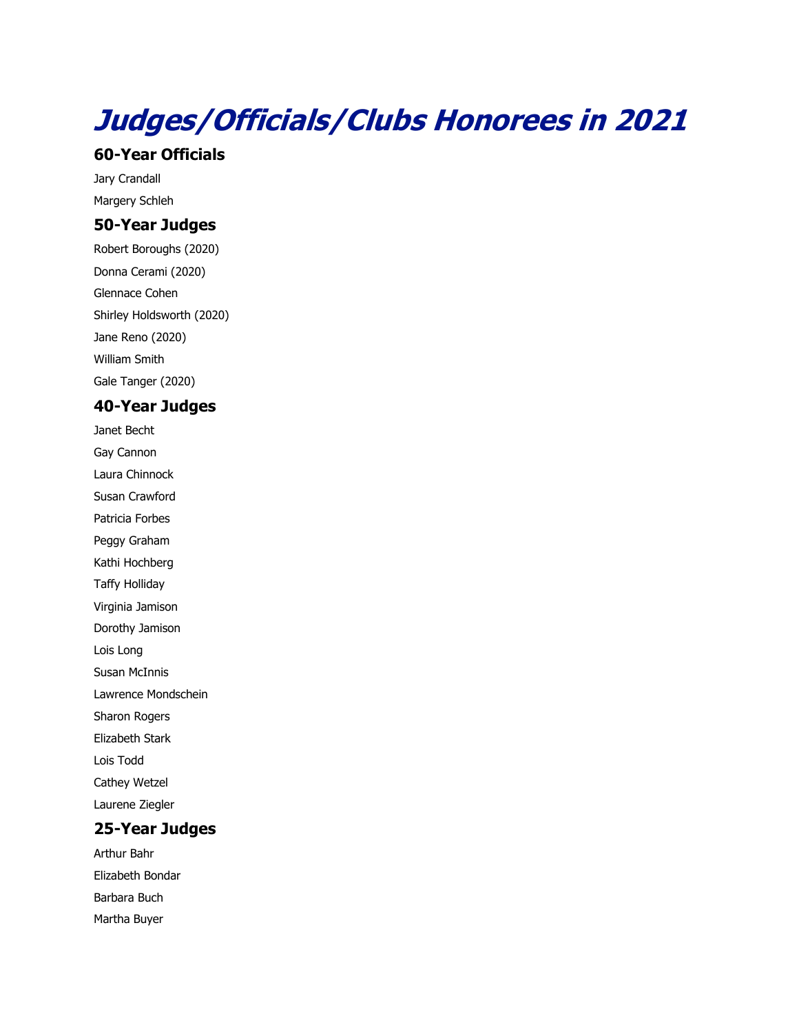# *Judges/Officials/Clubs Honorees in 2021*

### 60-Year Officials

Jary Crandall

Margery Schleh

### 50-Year Judges

Robert Boroughs (2020)

Donna Cerami (2020)

Glennace Cohen

Shirley Holdsworth (2020)

Jane Reno (2020)

William Smith

Gale Tanger (2020)

### 40-Year Judges

Janet Becht

Gay Cannon

Laura Chinnock

Susan Crawford

Patricia Forbes

Peggy Graham

Kathi Hochberg

Taffy Holliday

Virginia Jamison

Dorothy Jamison

Lois Long

Susan McInnis

Lawrence Mondschein

Sharon Rogers

Elizabeth Stark

Lois Todd

Cathey Wetzel

Laurene Ziegler

### 25-Year Judges

Arthur Bahr

Elizabeth Bondar

Barbara Buch

Martha Buyer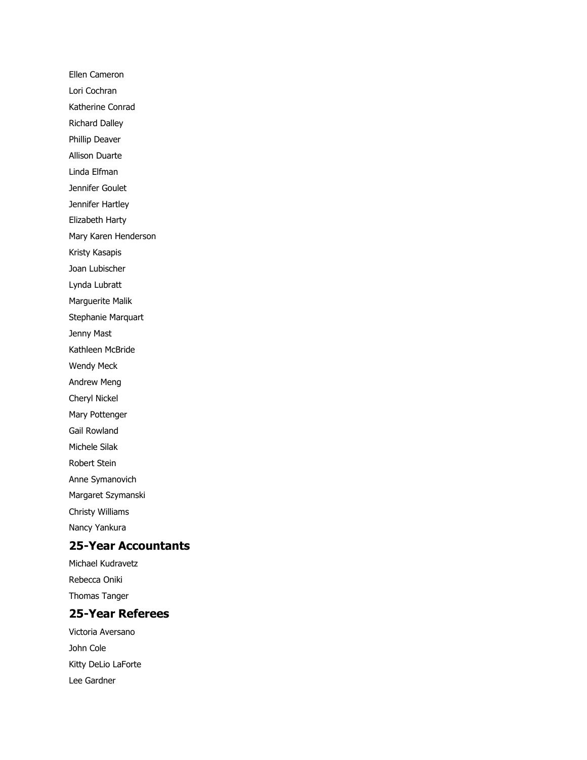Ellen Cameron

Lori Cochran

Katherine Conrad

Richard Dalley

Phillip Deaver

Allison Duarte

Linda Elfman

Jennifer Goulet

Jennifer Hartley

Elizabeth Harty

Mary Karen Henderson

Kristy Kasapis

Joan Lubischer

Lynda Lubratt

Marguerite Malik

Stephanie Marquart

Jenny Mast

Kathleen McBride

Wendy Meck

Andrew Meng

Cheryl Nickel

Mary Pottenger

Gail Rowland

Michele Silak

Robert Stein

Anne Symanovich

Margaret Szymanski

Christy Williams

Nancy Yankura

## 25-Year Accountants

Michael Kudravetz

Rebecca Oniki

Thomas Tanger

## 25-Year Referees

Victoria Aversano

John Cole

Kitty DeLio LaForte

Lee Gardner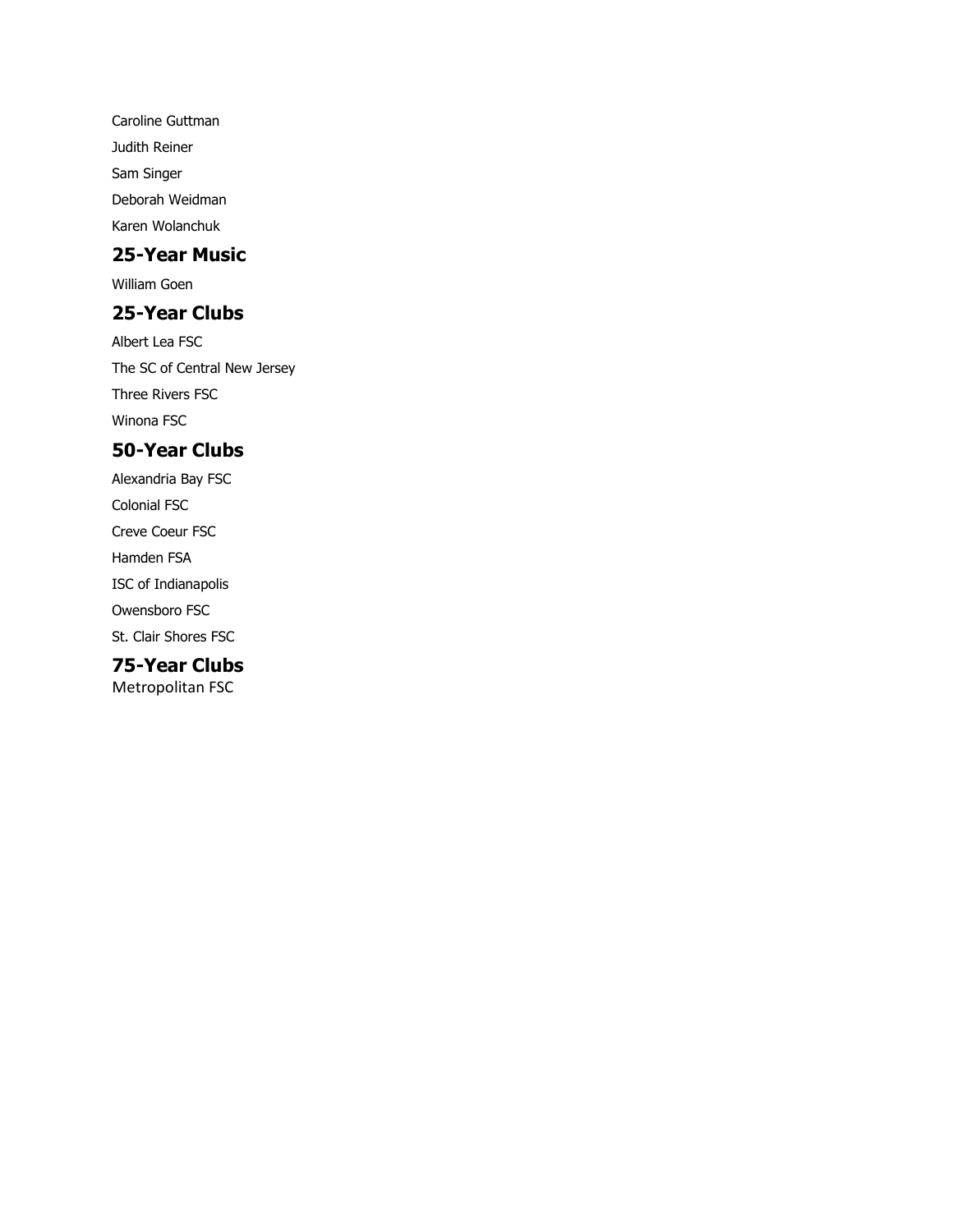Caroline Guttman

Judith Reiner

Sam Singer

Deborah Weidman

Karen Wolanchuk

## 25-Year Music

William Goen

## 25-Year Clubs

Albert Lea FSC

The SC of Central New Jersey

Three Rivers FSC

Winona FSC

## 50-Year Clubs

Alexandria Bay FSC

Colonial FSC

Creve Coeur FSC

Hamden FSA

ISC of Indianapolis

Owensboro FSC

St. Clair Shores FSC

## 75-Year Clubs

Metropolitan FSC